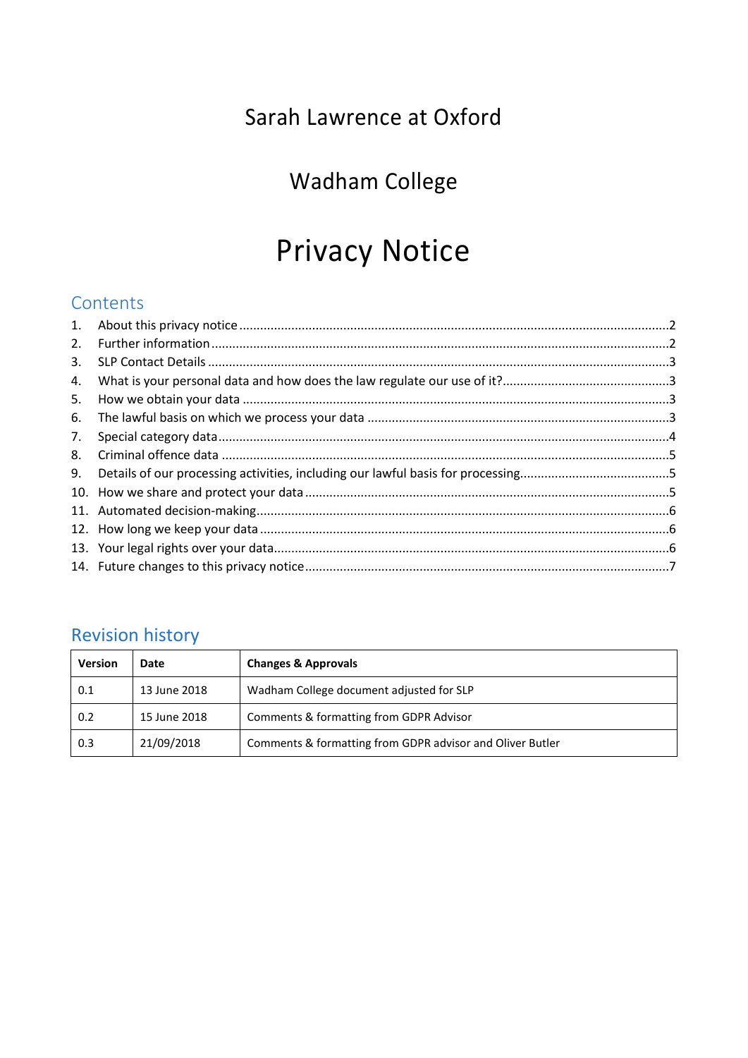# Sarah Lawrence at Oxford

# Wadham College

# Privacy Notice

## Contents

1. About this privacy notice ........................................................................................................2
2. Further information .................................................................................................................2
3. SLP Contact Details .................................................................................................................3
4. What is your personal data and how does the law regulate our use of it? ...............................3
5. How we obtain your data .........................................................................................................3
6. The lawful basis on which we process your data .....................................................................3
7. Special category data ...............................................................................................................4
8. Criminal offence data ..............................................................................................................5
9. Details of our processing activities, including our lawful basis for processing ..........................5
10. How we share and protect your data .......................................................................................5
11. Automated decision-making .....................................................................................................6
12. How long we keep your data ....................................................................................................6
13. Your legal rights over your data ................................................................................................6
14. Future changes to this privacy notice .......................................................................................7

## Revision history

| Version | Date | Changes & Approvals |
|---|---|---|
| 0.1 | 13 June 2018 | Wadham College document adjusted for SLP |
| 0.2 | 15 June 2018 | Comments & formatting from GDPR Advisor |
| 0.3 | 21/09/2018 | Comments & formatting from GDPR advisor and Oliver Butler |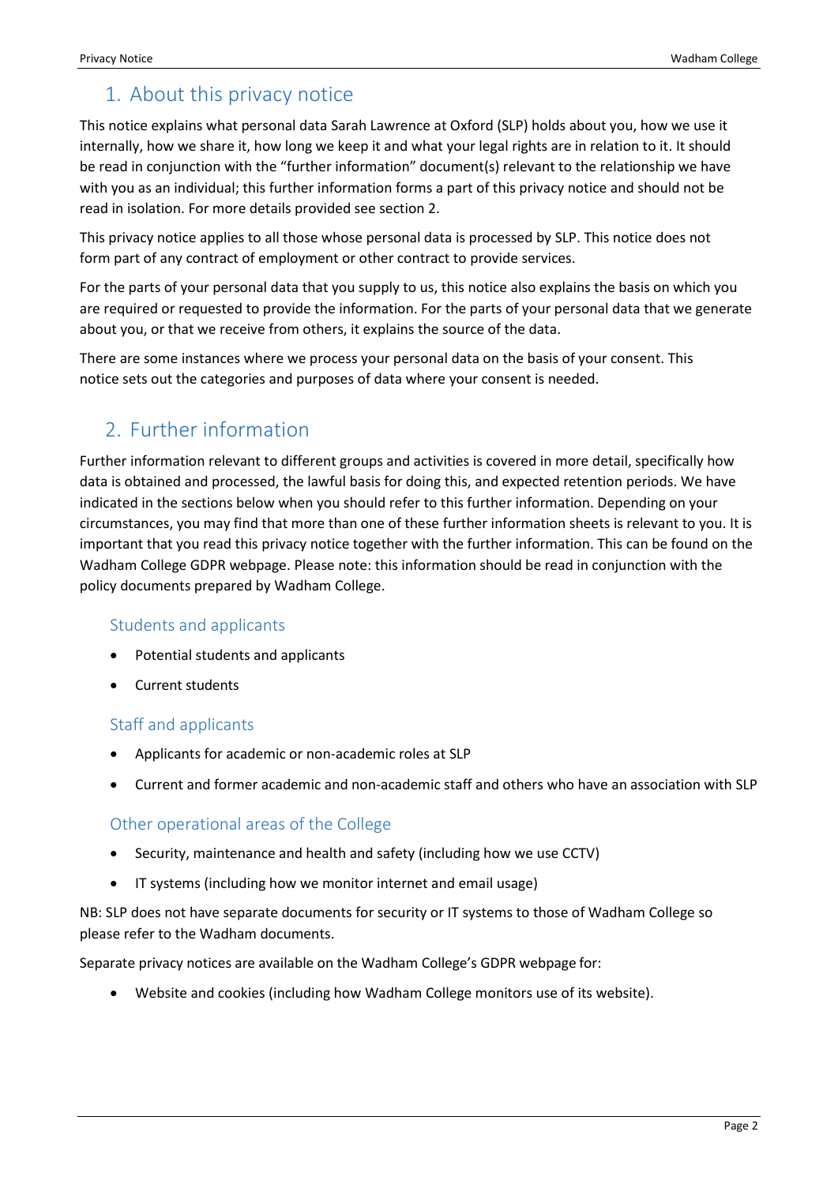## 1. About this privacy notice

This notice explains what personal data Sarah Lawrence at Oxford (SLP) holds about you, how we use it internally, how we share it, how long we keep it and what your legal rights are in relation to it. It should be read in conjunction with the "further information" document(s) relevant to the relationship we have with you as an individual; this further information forms a part of this privacy notice and should not be read in isolation. For more details provided see section 2.

This privacy notice applies to all those whose personal data is processed by SLP. This notice does not form part of any contract of employment or other contract to provide services.

For the parts of your personal data that you supply to us, this notice also explains the basis on which you are required or requested to provide the information. For the parts of your personal data that we generate about you, or that we receive from others, it explains the source of the data.

There are some instances where we process your personal data on the basis of your consent. This notice sets out the categories and purposes of data where your consent is needed.

## 2. Further information

Further information relevant to different groups and activities is covered in more detail, specifically how data is obtained and processed, the lawful basis for doing this, and expected retention periods. We have indicated in the sections below when you should refer to this further information. Depending on your circumstances, you may find that more than one of these further information sheets is relevant to you. It is important that you read this privacy notice together with the further information. This can be found on the Wadham College GDPR webpage. Please note: this information should be read in conjunction with the policy documents prepared by Wadham College.

### Students and applicants

- Potential students and applicants
- Current students

### Staff and applicants

- Applicants for academic or non-academic roles at SLP
- Current and former academic and non-academic staff and others who have an association with SLP

### Other operational areas of the College

- Security, maintenance and health and safety (including how we use CCTV)
- IT systems (including how we monitor internet and email usage)

NB: SLP does not have separate documents for security or IT systems to those of Wadham College so please refer to the Wadham documents.

Separate privacy notices are available on the Wadham College's GDPR webpage for:

- Website and cookies (including how Wadham College monitors use of its website).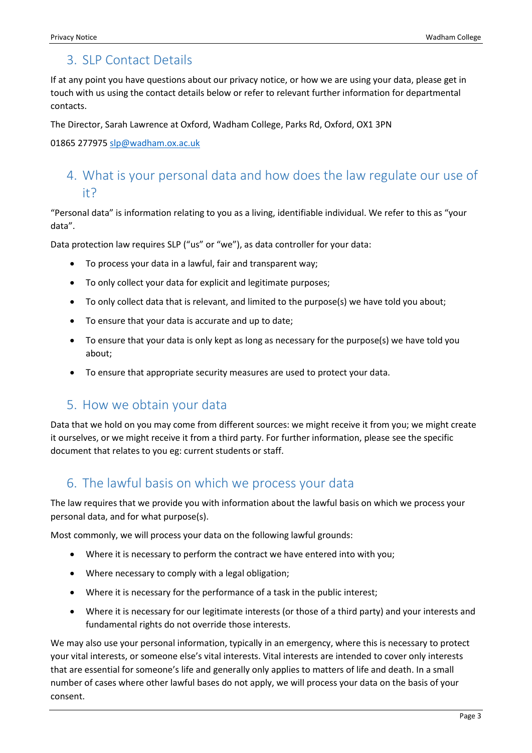## 3. SLP Contact Details

If at any point you have questions about our privacy notice, or how we are using your data, please get in touch with us using the contact details below or refer to relevant further information for departmental contacts.

The Director, Sarah Lawrence at Oxford, Wadham College, Parks Rd, Oxford, OX1 3PN

01865 277975 slp@wadham.ox.ac.uk

## 4. What is your personal data and how does the law regulate our use of it?

"Personal data" is information relating to you as a living, identifiable individual. We refer to this as "your data".

Data protection law requires SLP ("us" or "we"), as data controller for your data:

- To process your data in a lawful, fair and transparent way;
- To only collect your data for explicit and legitimate purposes;
- To only collect data that is relevant, and limited to the purpose(s) we have told you about;
- To ensure that your data is accurate and up to date;
- To ensure that your data is only kept as long as necessary for the purpose(s) we have told you about;
- To ensure that appropriate security measures are used to protect your data.

## 5. How we obtain your data

Data that we hold on you may come from different sources: we might receive it from you; we might create it ourselves, or we might receive it from a third party. For further information, please see the specific document that relates to you eg: current students or staff.

## 6. The lawful basis on which we process your data

The law requires that we provide you with information about the lawful basis on which we process your personal data, and for what purpose(s).

Most commonly, we will process your data on the following lawful grounds:

- Where it is necessary to perform the contract we have entered into with you;
- Where necessary to comply with a legal obligation;
- Where it is necessary for the performance of a task in the public interest;
- Where it is necessary for our legitimate interests (or those of a third party) and your interests and fundamental rights do not override those interests.

We may also use your personal information, typically in an emergency, where this is necessary to protect your vital interests, or someone else's vital interests. Vital interests are intended to cover only interests that are essential for someone's life and generally only applies to matters of life and death. In a small number of cases where other lawful bases do not apply, we will process your data on the basis of your consent.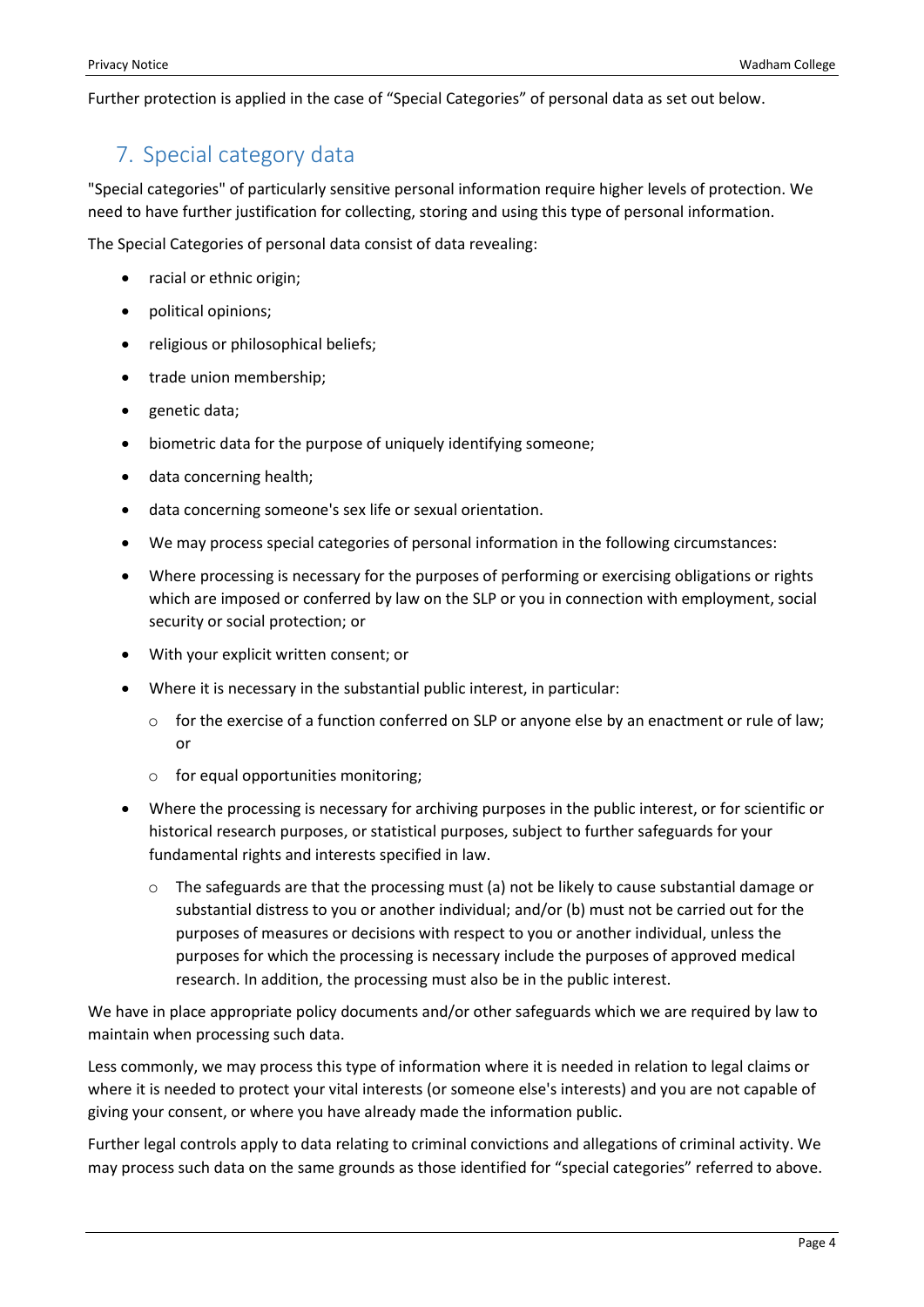Further protection is applied in the case of "Special Categories" of personal data as set out below.

## 7. Special category data

"Special categories" of particularly sensitive personal information require higher levels of protection. We need to have further justification for collecting, storing and using this type of personal information.

The Special Categories of personal data consist of data revealing:

- racial or ethnic origin;
- political opinions;
- religious or philosophical beliefs;
- trade union membership;
- genetic data;
- biometric data for the purpose of uniquely identifying someone;
- data concerning health;
- data concerning someone's sex life or sexual orientation.
- We may process special categories of personal information in the following circumstances:
- Where processing is necessary for the purposes of performing or exercising obligations or rights which are imposed or conferred by law on the SLP or you in connection with employment, social security or social protection; or
- With your explicit written consent; or
- Where it is necessary in the substantial public interest, in particular:
  - for the exercise of a function conferred on SLP or anyone else by an enactment or rule of law; or
  - for equal opportunities monitoring;
- Where the processing is necessary for archiving purposes in the public interest, or for scientific or historical research purposes, or statistical purposes, subject to further safeguards for your fundamental rights and interests specified in law.
  - The safeguards are that the processing must (a) not be likely to cause substantial damage or substantial distress to you or another individual; and/or (b) must not be carried out for the purposes of measures or decisions with respect to you or another individual, unless the purposes for which the processing is necessary include the purposes of approved medical research. In addition, the processing must also be in the public interest.

We have in place appropriate policy documents and/or other safeguards which we are required by law to maintain when processing such data.

Less commonly, we may process this type of information where it is needed in relation to legal claims or where it is needed to protect your vital interests (or someone else's interests) and you are not capable of giving your consent, or where you have already made the information public.

Further legal controls apply to data relating to criminal convictions and allegations of criminal activity. We may process such data on the same grounds as those identified for "special categories" referred to above.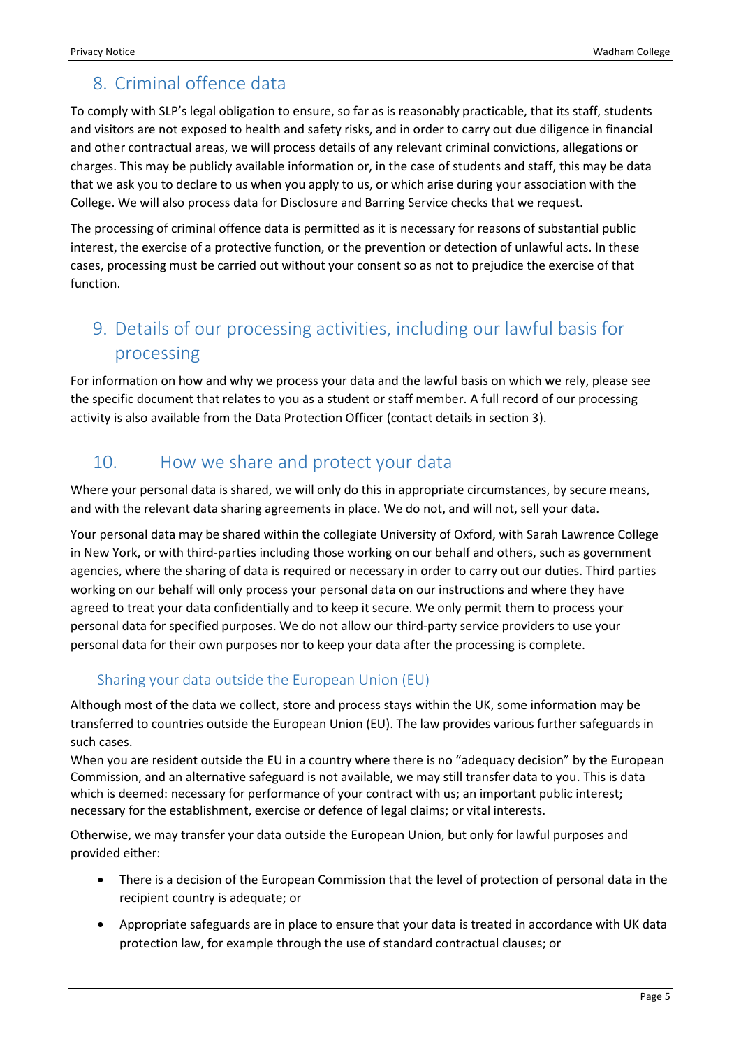## 8. Criminal offence data

To comply with SLP's legal obligation to ensure, so far as is reasonably practicable, that its staff, students and visitors are not exposed to health and safety risks, and in order to carry out due diligence in financial and other contractual areas, we will process details of any relevant criminal convictions, allegations or charges. This may be publicly available information or, in the case of students and staff, this may be data that we ask you to declare to us when you apply to us, or which arise during your association with the College. We will also process data for Disclosure and Barring Service checks that we request.

The processing of criminal offence data is permitted as it is necessary for reasons of substantial public interest, the exercise of a protective function, or the prevention or detection of unlawful acts. In these cases, processing must be carried out without your consent so as not to prejudice the exercise of that function.

## 9. Details of our processing activities, including our lawful basis for processing

For information on how and why we process your data and the lawful basis on which we rely, please see the specific document that relates to you as a student or staff member. A full record of our processing activity is also available from the Data Protection Officer (contact details in section 3).

## 10. How we share and protect your data

Where your personal data is shared, we will only do this in appropriate circumstances, by secure means, and with the relevant data sharing agreements in place. We do not, and will not, sell your data.

Your personal data may be shared within the collegiate University of Oxford, with Sarah Lawrence College in New York, or with third-parties including those working on our behalf and others, such as government agencies, where the sharing of data is required or necessary in order to carry out our duties. Third parties working on our behalf will only process your personal data on our instructions and where they have agreed to treat your data confidentially and to keep it secure. We only permit them to process your personal data for specified purposes. We do not allow our third-party service providers to use your personal data for their own purposes nor to keep your data after the processing is complete.

### Sharing your data outside the European Union (EU)

Although most of the data we collect, store and process stays within the UK, some information may be transferred to countries outside the European Union (EU). The law provides various further safeguards in such cases.

When you are resident outside the EU in a country where there is no "adequacy decision" by the European Commission, and an alternative safeguard is not available, we may still transfer data to you. This is data which is deemed: necessary for performance of your contract with us; an important public interest; necessary for the establishment, exercise or defence of legal claims; or vital interests.

Otherwise, we may transfer your data outside the European Union, but only for lawful purposes and provided either:

- There is a decision of the European Commission that the level of protection of personal data in the recipient country is adequate; or
- Appropriate safeguards are in place to ensure that your data is treated in accordance with UK data protection law, for example through the use of standard contractual clauses; or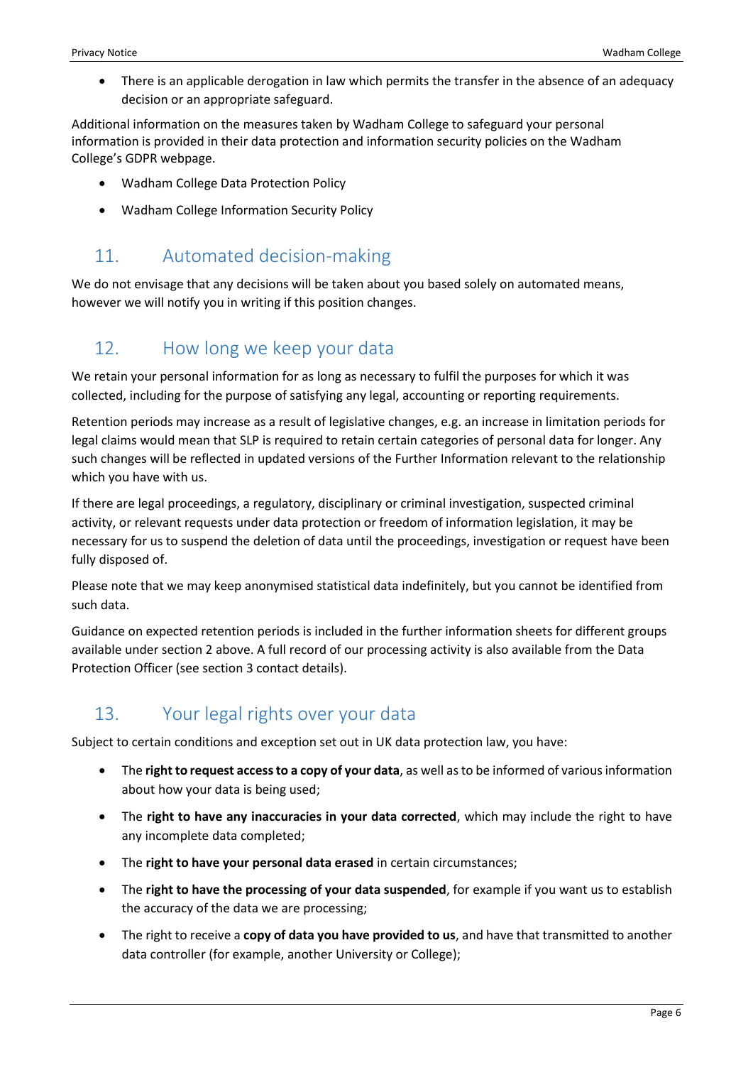- There is an applicable derogation in law which permits the transfer in the absence of an adequacy decision or an appropriate safeguard.

Additional information on the measures taken by Wadham College to safeguard your personal information is provided in their data protection and information security policies on the Wadham College's GDPR webpage.

- Wadham College Data Protection Policy
- Wadham College Information Security Policy

## 11. Automated decision-making

We do not envisage that any decisions will be taken about you based solely on automated means, however we will notify you in writing if this position changes.

## 12. How long we keep your data

We retain your personal information for as long as necessary to fulfil the purposes for which it was collected, including for the purpose of satisfying any legal, accounting or reporting requirements.

Retention periods may increase as a result of legislative changes, e.g. an increase in limitation periods for legal claims would mean that SLP is required to retain certain categories of personal data for longer. Any such changes will be reflected in updated versions of the Further Information relevant to the relationship which you have with us.

If there are legal proceedings, a regulatory, disciplinary or criminal investigation, suspected criminal activity, or relevant requests under data protection or freedom of information legislation, it may be necessary for us to suspend the deletion of data until the proceedings, investigation or request have been fully disposed of.

Please note that we may keep anonymised statistical data indefinitely, but you cannot be identified from such data.

Guidance on expected retention periods is included in the further information sheets for different groups available under section 2 above. A full record of our processing activity is also available from the Data Protection Officer (see section 3 contact details).

## 13. Your legal rights over your data

Subject to certain conditions and exception set out in UK data protection law, you have:

- The **right to request access to a copy of your data**, as well as to be informed of various information about how your data is being used;
- The **right to have any inaccuracies in your data corrected**, which may include the right to have any incomplete data completed;
- The **right to have your personal data erased** in certain circumstances;
- The **right to have the processing of your data suspended**, for example if you want us to establish the accuracy of the data we are processing;
- The right to receive a **copy of data you have provided to us**, and have that transmitted to another data controller (for example, another University or College);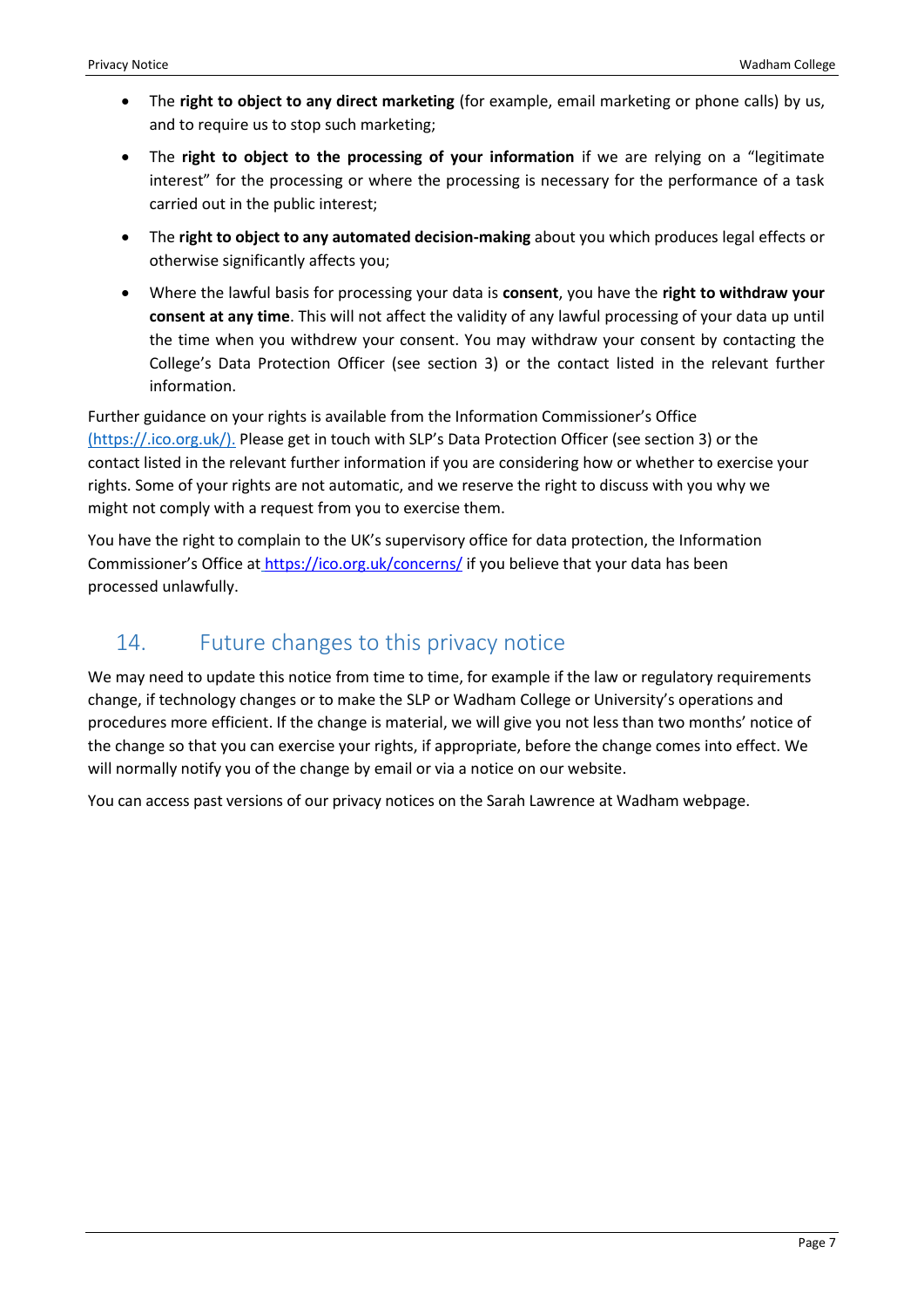- The **right to object to any direct marketing** (for example, email marketing or phone calls) by us, and to require us to stop such marketing;
- The **right to object to the processing of your information** if we are relying on a "legitimate interest" for the processing or where the processing is necessary for the performance of a task carried out in the public interest;
- The **right to object to any automated decision-making** about you which produces legal effects or otherwise significantly affects you;
- Where the lawful basis for processing your data is **consent**, you have the **right to withdraw your consent at any time**. This will not affect the validity of any lawful processing of your data up until the time when you withdrew your consent. You may withdraw your consent by contacting the College's Data Protection Officer (see section 3) or the contact listed in the relevant further information.

Further guidance on your rights is available from the Information Commissioner's Office (https://.ico.org.uk/). Please get in touch with SLP's Data Protection Officer (see section 3) or the contact listed in the relevant further information if you are considering how or whether to exercise your rights. Some of your rights are not automatic, and we reserve the right to discuss with you why we might not comply with a request from you to exercise them.

You have the right to complain to the UK's supervisory office for data protection, the Information Commissioner's Office at https://ico.org.uk/concerns/ if you believe that your data has been processed unlawfully.

## 14. Future changes to this privacy notice

We may need to update this notice from time to time, for example if the law or regulatory requirements change, if technology changes or to make the SLP or Wadham College or University's operations and procedures more efficient. If the change is material, we will give you not less than two months' notice of the change so that you can exercise your rights, if appropriate, before the change comes into effect. We will normally notify you of the change by email or via a notice on our website.

You can access past versions of our privacy notices on the Sarah Lawrence at Wadham webpage.